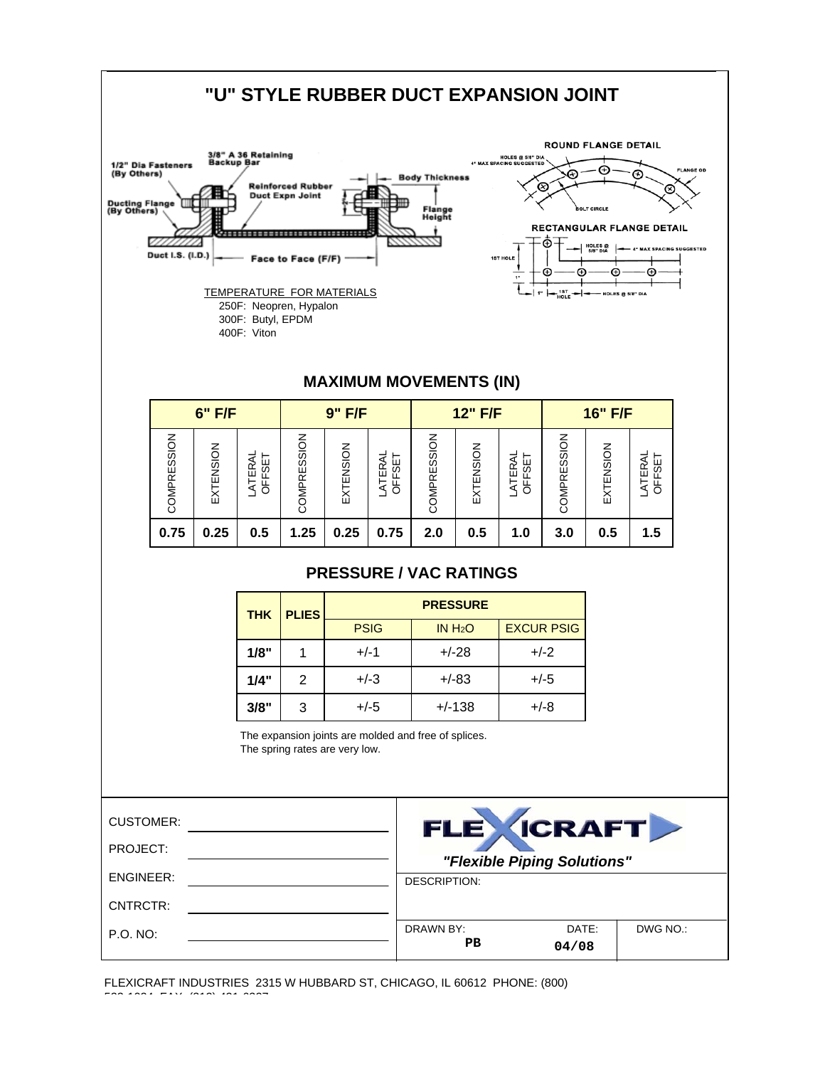# "U" STYLE RUBBER DUCT EXPANSION JOINT

1/2" Dia Fasteners (By Others)

3/8" A 36 Retaining Backup Bar

Reinforced Rubber Duct Expn Joint

Body Thickness

Ducting Flange (By Others)

Flange Height

Duct I.S. (I.D.)

Face to Face (F/F)

ROUND FLANGE DETAIL

HOLES @ 5/8" DIA 4" MAX SPACING SUGGESTED

FLANGE OD

BOLT CIRCLE

RECTANGULAR FLANGE DETAIL

1ST HOLE

HOLES @ 5/8" DIA

4" MAX SPACING SUGGESTED

1"

1ST HOLE

HOLES @ 5/8" DIA

TEMPERATURE FOR MATERIALS

250F: Neopren, Hypalon
300F: Butyl, EPDM
400F: Viton

## MAXIMUM MOVEMENTS (IN)

| 6" F/F | | | 9" F/F | | | 12" F/F | | | 16" F/F | | |
|---|---|---|---|---|---|---|---|---|---|---|---|
| COMPRESSION | EXTENSION | LATERAL OFFSET | COMPRESSION | EXTENSION | LATERAL OFFSET | COMPRESSION | EXTENSION | LATERAL OFFSET | COMPRESSION | EXTENSION | LATERAL OFFSET |
| **0.75** | **0.25** | **0.5** | **1.25** | **0.25** | **0.75** | **2.0** | **0.5** | **1.0** | **3.0** | **0.5** | **1.5** |

## PRESSURE / VAC RATINGS

| THK | PLIES | PRESSURE | | |
|---|---|---|---|---|
| | | PSIG | IN $H_2O$ | EXCUR PSIG |
| **1/8"** | 1 | +/-1 | +/-28 | +/-2 |
| **1/4"** | 2 | +/-3 | +/-83 | +/-5 |
| **3/8"** | 3 | +/-5 | +/-138 | +/-8 |

The expansion joints are molded and free of splices.
The spring rates are very low.

CUSTOMER: ______________________

PROJECT: ______________________

ENGINEER: ______________________

CNTRCTR: ______________________

P.O. NO: ______________________

FLEXICRAFT

*"Flexible Piping Solutions"*

DESCRIPTION:

| DRAWN BY: | DATE: | DWG NO.: |
|---|---|---|
| PB | 04/08 | |

FLEXICRAFT INDUSTRIES 2315 W HUBBARD ST, CHICAGO, IL 60612 PHONE: (800)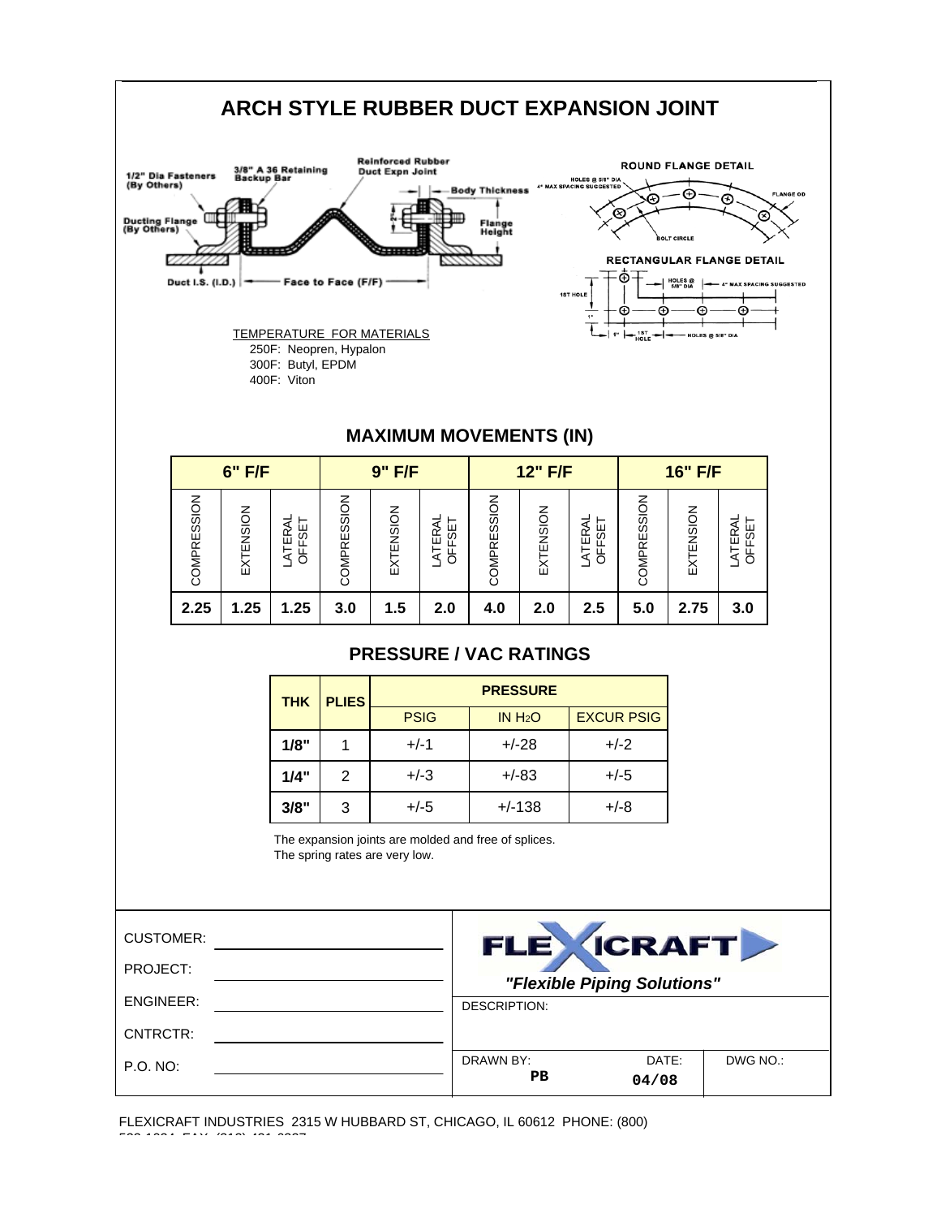# ARCH STYLE RUBBER DUCT EXPANSION JOINT

1/2" Dia Fasteners (By Others)

3/8" A 36 Retaining Backup Bar

Reinforced Rubber Duct Expn Joint

Body Thickness

Flange Height

Ducting Flange (By Others)

Duct I.S. (I.D.)

Face to Face (F/F)

ROUND FLANGE DETAIL

HOLES @ 5/8" DIA
4" MAX SPACING SUGGESTED

FLANGE OD

BOLT CIRCLE

RECTANGULAR FLANGE DETAIL

HOLES @ 5/8" DIA

4" MAX SPACING SUGGESTED

1ST HOLE

1"

1"

1ST HOLE

HOLES @ 5/8" DIA

TEMPERATURE FOR MATERIALS

250F: Neopren, Hypalon
300F: Butyl, EPDM
400F: Viton

## MAXIMUM MOVEMENTS (IN)

| 6" F/F | | | 9" F/F | | | 12" F/F | | | 16" F/F | | |
|---|---|---|---|---|---|---|---|---|---|---|---|
| COMPRESSION | EXTENSION | LATERAL OFFSET | COMPRESSION | EXTENSION | LATERAL OFFSET | COMPRESSION | EXTENSION | LATERAL OFFSET | COMPRESSION | EXTENSION | LATERAL OFFSET |
| **2.25** | **1.25** | **1.25** | **3.0** | **1.5** | **2.0** | **4.0** | **2.0** | **2.5** | **5.0** | **2.75** | **3.0** |

## PRESSURE / VAC RATINGS

| THK | PLIES | PRESSURE | | |
|---|---|---|---|---|
| | | PSIG | IN $H_2O$ | EXCUR PSIG |
| **1/8"** | 1 | +/-1 | +/-28 | +/-2 |
| **1/4"** | 2 | +/-3 | +/-83 | +/-5 |
| **3/8"** | 3 | +/-5 | +/-138 | +/-8 |

The expansion joints are molded and free of splices.
The spring rates are very low.

| | | | | |
|---|---|---|---|---|
| CUSTOMER: | | FLEXICRAFT *"Flexible Piping Solutions"* | | |
| PROJECT: | | DESCRIPTION: | | |
| ENGINEER: | | | | |
| CNTRCTR: | | DRAWN BY: PB | DATE: 04/08 | DWG NO.: |
| P.O. NO: | | | | |

FLEXICRAFT INDUSTRIES 2315 W HUBBARD ST, CHICAGO, IL 60612 PHONE: (800)